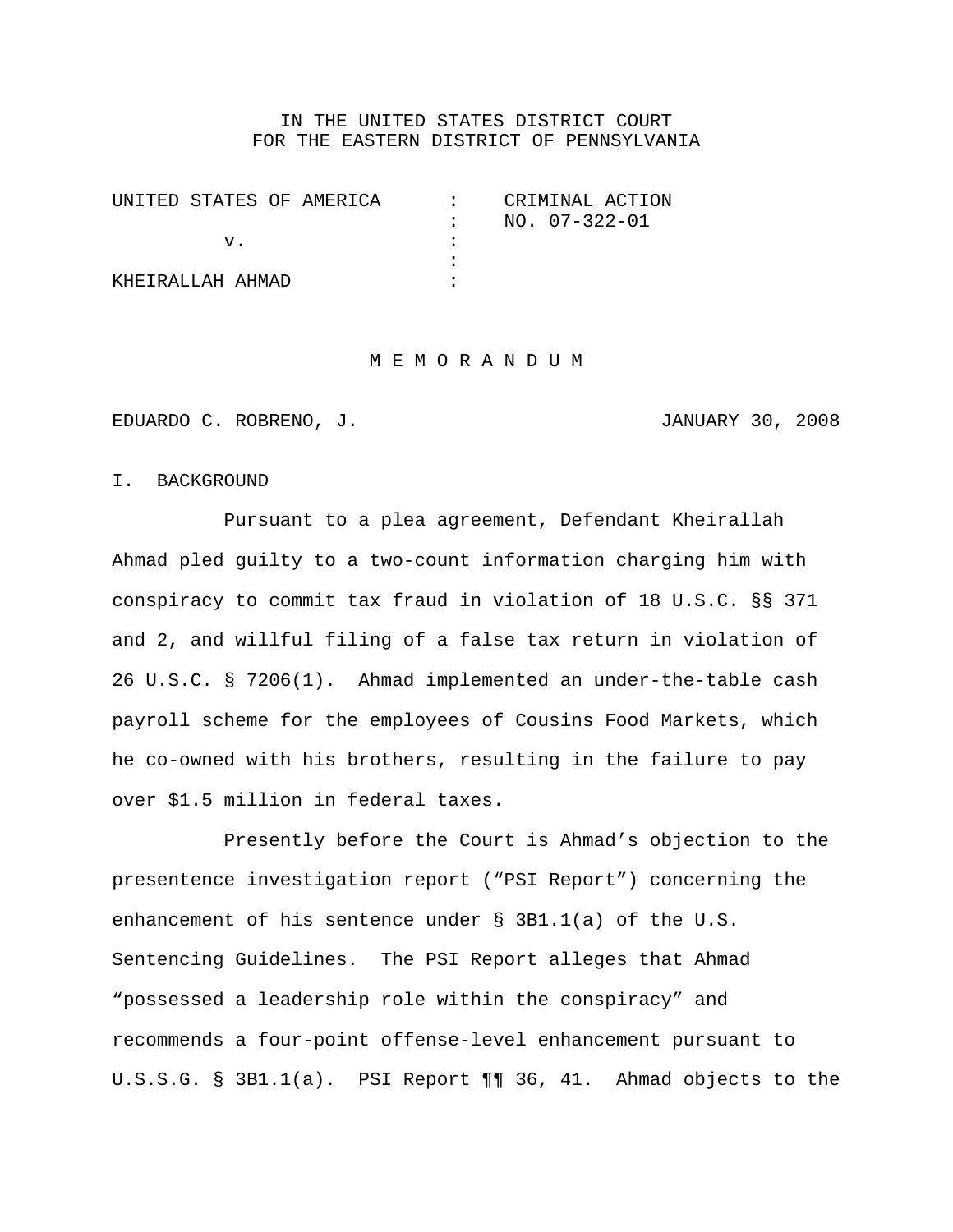IN THE UNITED STATES DISTRICT COURT
FOR THE EASTERN DISTRICT OF PENNSYLVANIA

| | | |
|---|---|---|
| UNITED STATES OF AMERICA | : | CRIMINAL ACTION |
| | : | NO. 07-322-01 |
| v. | : | |
| | : | |
| KHEIRALLAH AHMAD | : | |

# M E M O R A N D U M

EDUARDO C. ROBRENO, J. JANUARY 30, 2008

## I. BACKGROUND

Pursuant to a plea agreement, Defendant Kheirallah Ahmad pled guilty to a two-count information charging him with conspiracy to commit tax fraud in violation of 18 U.S.C. §§ 371 and 2, and willful filing of a false tax return in violation of 26 U.S.C. § 7206(1). Ahmad implemented an under-the-table cash payroll scheme for the employees of Cousins Food Markets, which he co-owned with his brothers, resulting in the failure to pay over $1.5 million in federal taxes.

Presently before the Court is Ahmad's objection to the presentence investigation report ("PSI Report") concerning the enhancement of his sentence under § 3B1.1(a) of the U.S. Sentencing Guidelines. The PSI Report alleges that Ahmad "possessed a leadership role within the conspiracy" and recommends a four-point offense-level enhancement pursuant to U.S.S.G. § 3B1.1(a). PSI Report ¶¶ 36, 41. Ahmad objects to the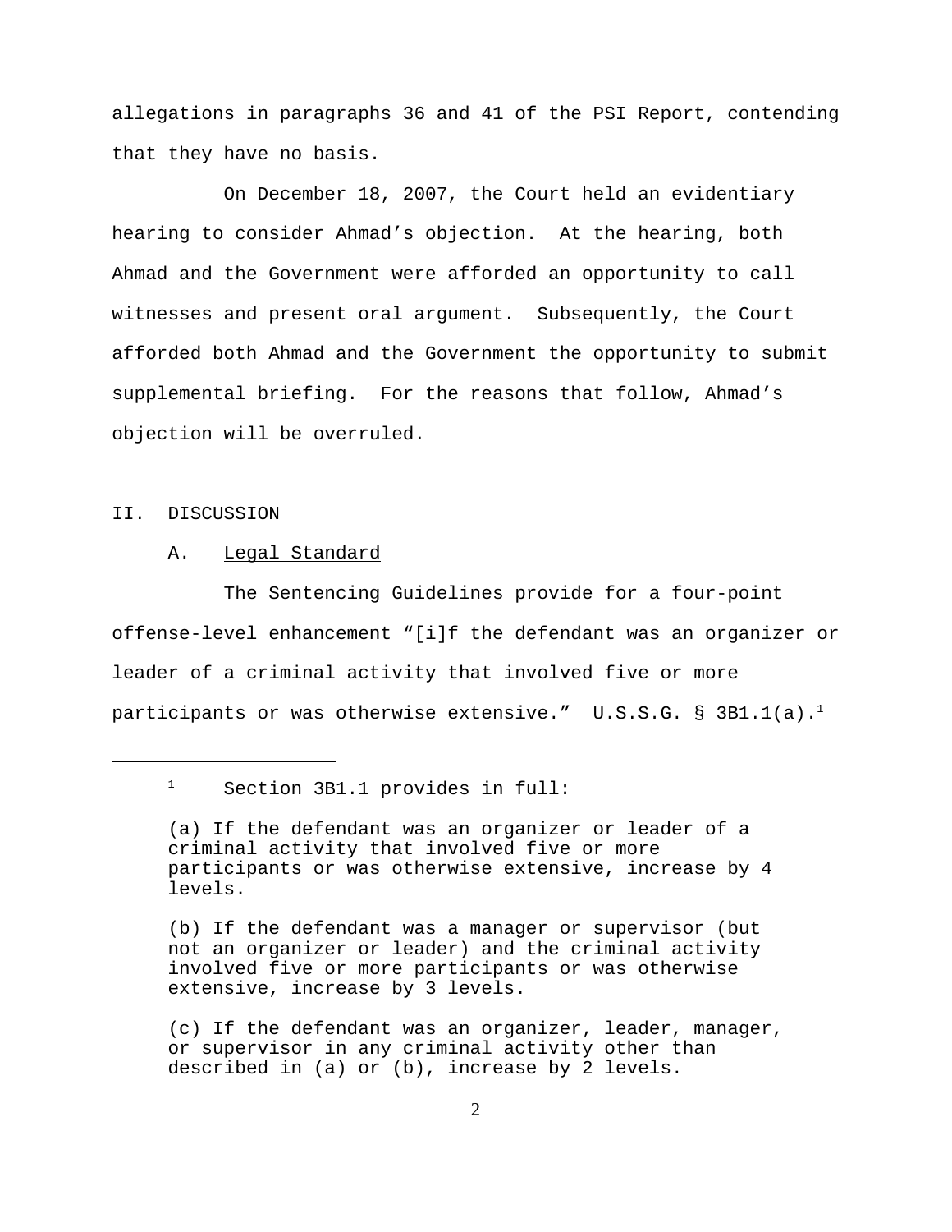allegations in paragraphs 36 and 41 of the PSI Report, contending that they have no basis.

On December 18, 2007, the Court held an evidentiary hearing to consider Ahmad's objection. At the hearing, both Ahmad and the Government were afforded an opportunity to call witnesses and present oral argument. Subsequently, the Court afforded both Ahmad and the Government the opportunity to submit supplemental briefing. For the reasons that follow, Ahmad's objection will be overruled.

## II. DISCUSSION

### A. Legal Standard

The Sentencing Guidelines provide for a four-point offense-level enhancement "[i]f the defendant was an organizer or leader of a criminal activity that involved five or more participants or was otherwise extensive." U.S.S.G. § 3B1.1(a).[1]

---

[1] Section 3B1.1 provides in full:

> (a) If the defendant was an organizer or leader of a criminal activity that involved five or more participants or was otherwise extensive, increase by 4 levels.
>
> (b) If the defendant was a manager or supervisor (but not an organizer or leader) and the criminal activity involved five or more participants or was otherwise extensive, increase by 3 levels.
>
> (c) If the defendant was an organizer, leader, manager, or supervisor in any criminal activity other than described in (a) or (b), increase by 2 levels.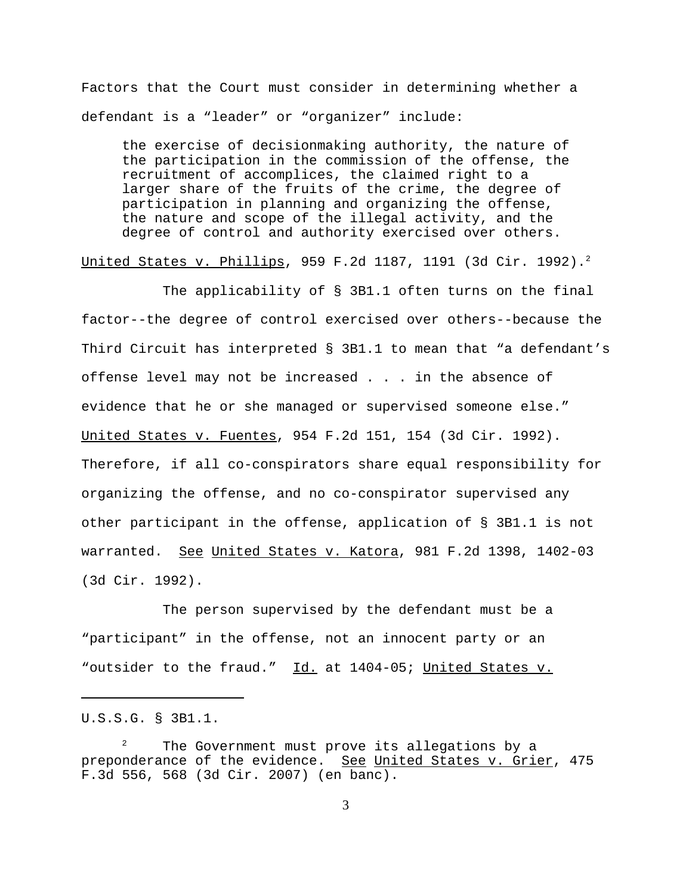Factors that the Court must consider in determining whether a defendant is a "leader" or "organizer" include:

> the exercise of decisionmaking authority, the nature of the participation in the commission of the offense, the recruitment of accomplices, the claimed right to a larger share of the fruits of the crime, the degree of participation in planning and organizing the offense, the nature and scope of the illegal activity, and the degree of control and authority exercised over others.

United States v. Phillips, 959 F.2d 1187, 1191 (3d Cir. 1992).[2]

The applicability of § 3B1.1 often turns on the final factor--the degree of control exercised over others--because the Third Circuit has interpreted § 3B1.1 to mean that "a defendant's offense level may not be increased . . . in the absence of evidence that he or she managed or supervised someone else." United States v. Fuentes, 954 F.2d 151, 154 (3d Cir. 1992). Therefore, if all co-conspirators share equal responsibility for organizing the offense, and no co-conspirator supervised any other participant in the offense, application of § 3B1.1 is not warranted. See United States v. Katora, 981 F.2d 1398, 1402-03 (3d Cir. 1992).

The person supervised by the defendant must be a "participant" in the offense, not an innocent party or an "outsider to the fraud." Id. at 1404-05; United States v.

---

U.S.S.G. § 3B1.1.

[2] The Government must prove its allegations by a preponderance of the evidence. See United States v. Grier, 475 F.3d 556, 568 (3d Cir. 2007) (en banc).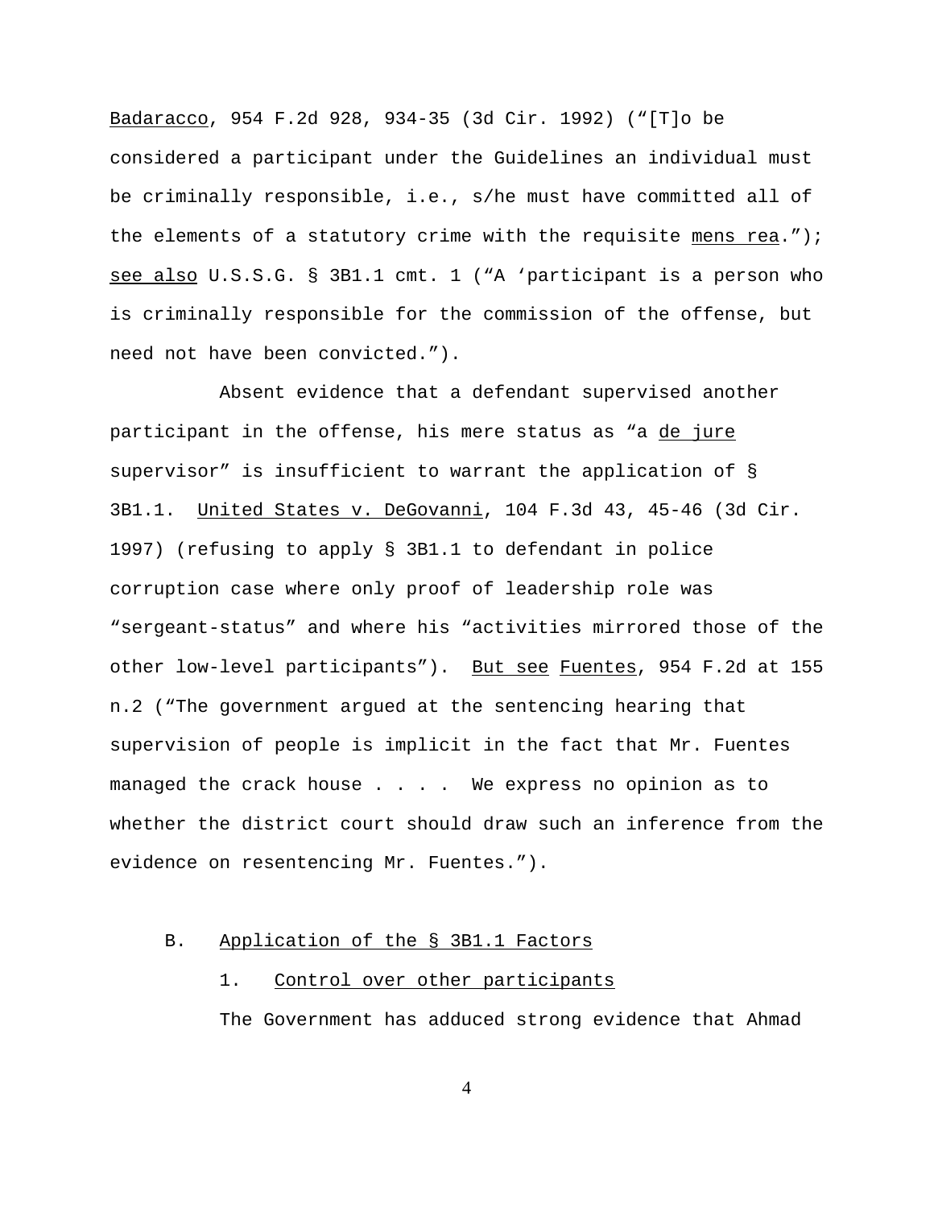Badaracco, 954 F.2d 928, 934-35 (3d Cir. 1992) ("[T]o be considered a participant under the Guidelines an individual must be criminally responsible, i.e., s/he must have committed all of the elements of a statutory crime with the requisite mens rea."); see also U.S.S.G. § 3B1.1 cmt. 1 ("A 'participant is a person who is criminally responsible for the commission of the offense, but need not have been convicted.").

Absent evidence that a defendant supervised another participant in the offense, his mere status as "a de jure supervisor" is insufficient to warrant the application of § 3B1.1. United States v. DeGovanni, 104 F.3d 43, 45-46 (3d Cir. 1997) (refusing to apply § 3B1.1 to defendant in police corruption case where only proof of leadership role was "sergeant-status" and where his "activities mirrored those of the other low-level participants"). But see Fuentes, 954 F.2d at 155 n.2 ("The government argued at the sentencing hearing that supervision of people is implicit in the fact that Mr. Fuentes managed the crack house . . . . We express no opinion as to whether the district court should draw such an inference from the evidence on resentencing Mr. Fuentes.").

### B. Application of the § 3B1.1 Factors

#### 1. Control over other participants

The Government has adduced strong evidence that Ahmad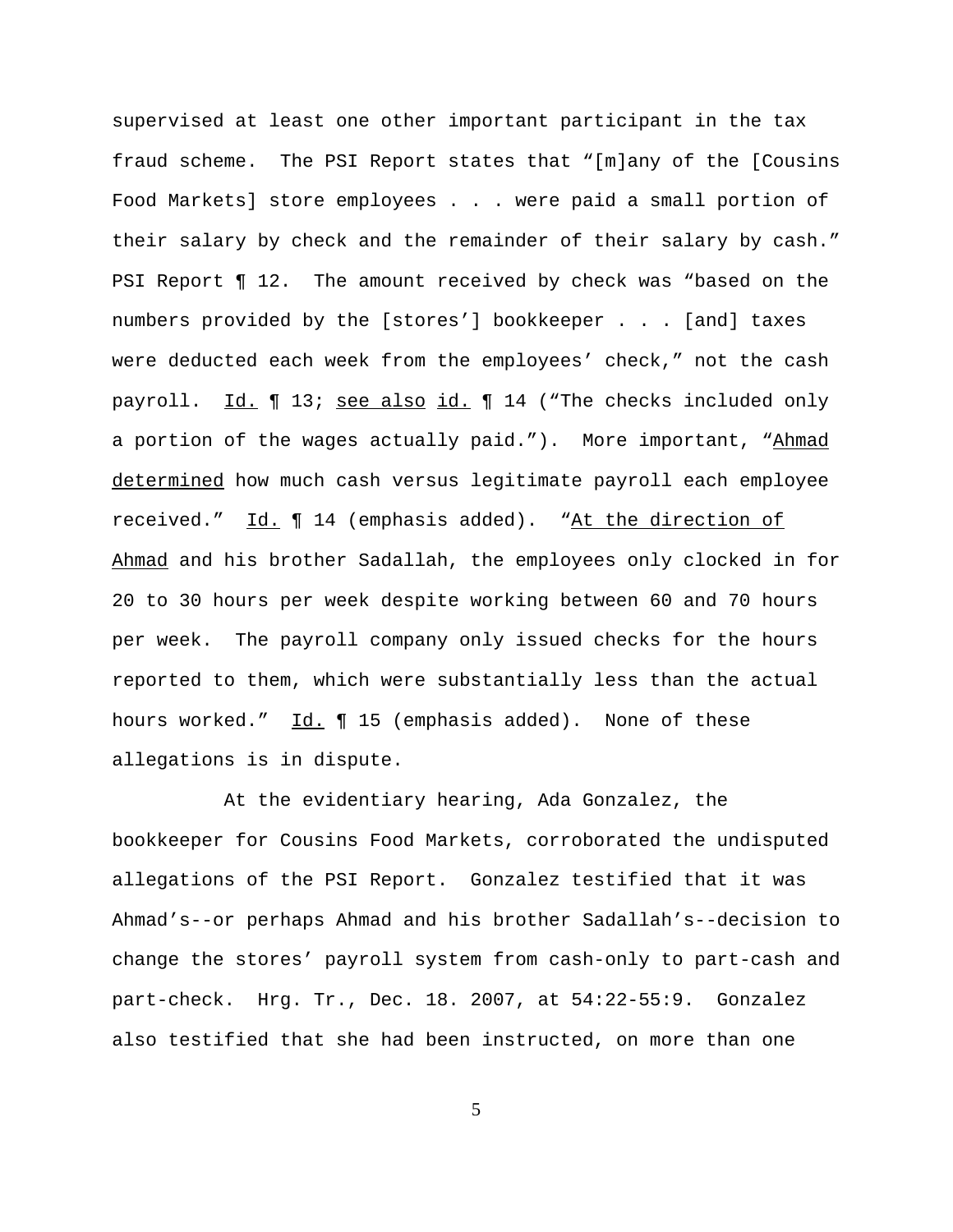supervised at least one other important participant in the tax fraud scheme. The PSI Report states that "[m]any of the [Cousins Food Markets] store employees . . . were paid a small portion of their salary by check and the remainder of their salary by cash." PSI Report ¶ 12. The amount received by check was "based on the numbers provided by the [stores'] bookkeeper . . . [and] taxes were deducted each week from the employees' check," not the cash payroll. Id. ¶ 13; see also id. ¶ 14 ("The checks included only a portion of the wages actually paid."). More important, "Ahmad determined how much cash versus legitimate payroll each employee received." Id. ¶ 14 (emphasis added). "At the direction of Ahmad and his brother Sadallah, the employees only clocked in for 20 to 30 hours per week despite working between 60 and 70 hours per week. The payroll company only issued checks for the hours reported to them, which were substantially less than the actual hours worked." Id. ¶ 15 (emphasis added). None of these allegations is in dispute.

At the evidentiary hearing, Ada Gonzalez, the bookkeeper for Cousins Food Markets, corroborated the undisputed allegations of the PSI Report. Gonzalez testified that it was Ahmad's--or perhaps Ahmad and his brother Sadallah's--decision to change the stores' payroll system from cash-only to part-cash and part-check. Hrg. Tr., Dec. 18. 2007, at 54:22-55:9. Gonzalez also testified that she had been instructed, on more than one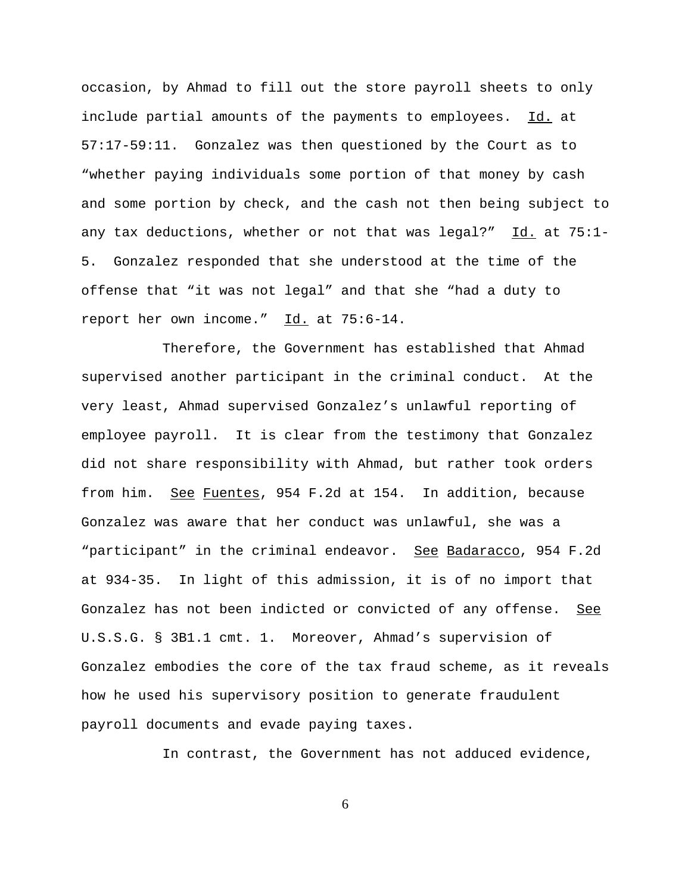occasion, by Ahmad to fill out the store payroll sheets to only include partial amounts of the payments to employees. Id. at 57:17-59:11. Gonzalez was then questioned by the Court as to "whether paying individuals some portion of that money by cash and some portion by check, and the cash not then being subject to any tax deductions, whether or not that was legal?" Id. at 75:1-5. Gonzalez responded that she understood at the time of the offense that "it was not legal" and that she "had a duty to report her own income." Id. at 75:6-14.

Therefore, the Government has established that Ahmad supervised another participant in the criminal conduct. At the very least, Ahmad supervised Gonzalez's unlawful reporting of employee payroll. It is clear from the testimony that Gonzalez did not share responsibility with Ahmad, but rather took orders from him. See Fuentes, 954 F.2d at 154. In addition, because Gonzalez was aware that her conduct was unlawful, she was a "participant" in the criminal endeavor. See Badaracco, 954 F.2d at 934-35. In light of this admission, it is of no import that Gonzalez has not been indicted or convicted of any offense. See U.S.S.G. § 3B1.1 cmt. 1. Moreover, Ahmad's supervision of Gonzalez embodies the core of the tax fraud scheme, as it reveals how he used his supervisory position to generate fraudulent payroll documents and evade paying taxes.

In contrast, the Government has not adduced evidence,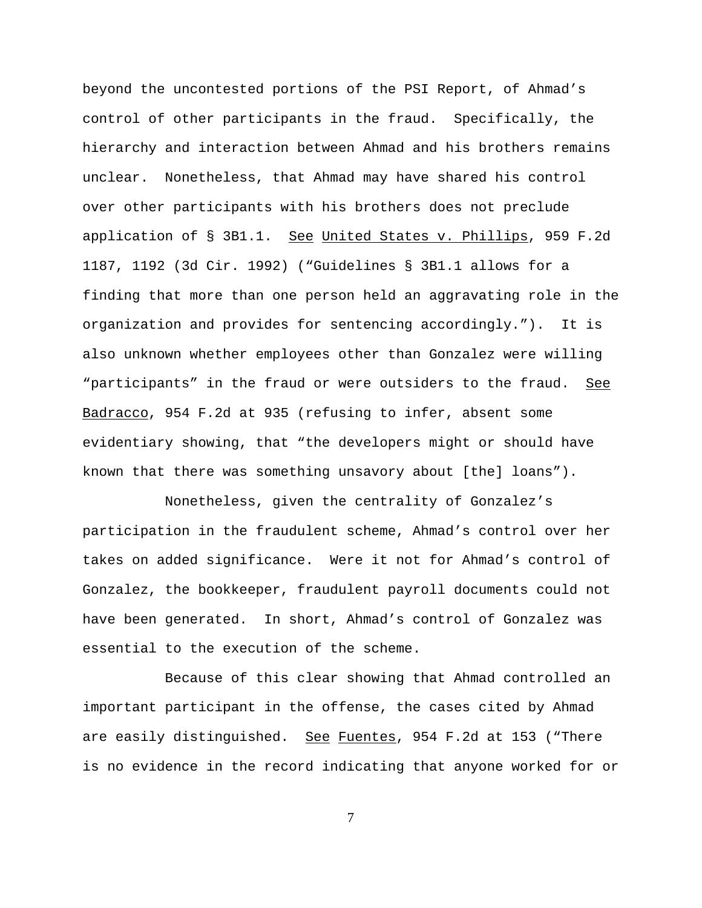beyond the uncontested portions of the PSI Report, of Ahmad's control of other participants in the fraud. Specifically, the hierarchy and interaction between Ahmad and his brothers remains unclear. Nonetheless, that Ahmad may have shared his control over other participants with his brothers does not preclude application of § 3B1.1. See United States v. Phillips, 959 F.2d 1187, 1192 (3d Cir. 1992) ("Guidelines § 3B1.1 allows for a finding that more than one person held an aggravating role in the organization and provides for sentencing accordingly."). It is also unknown whether employees other than Gonzalez were willing "participants" in the fraud or were outsiders to the fraud. See Badracco, 954 F.2d at 935 (refusing to infer, absent some evidentiary showing, that "the developers might or should have known that there was something unsavory about [the] loans").

Nonetheless, given the centrality of Gonzalez's participation in the fraudulent scheme, Ahmad's control over her takes on added significance. Were it not for Ahmad's control of Gonzalez, the bookkeeper, fraudulent payroll documents could not have been generated. In short, Ahmad's control of Gonzalez was essential to the execution of the scheme.

Because of this clear showing that Ahmad controlled an important participant in the offense, the cases cited by Ahmad are easily distinguished. See Fuentes, 954 F.2d at 153 ("There is no evidence in the record indicating that anyone worked for or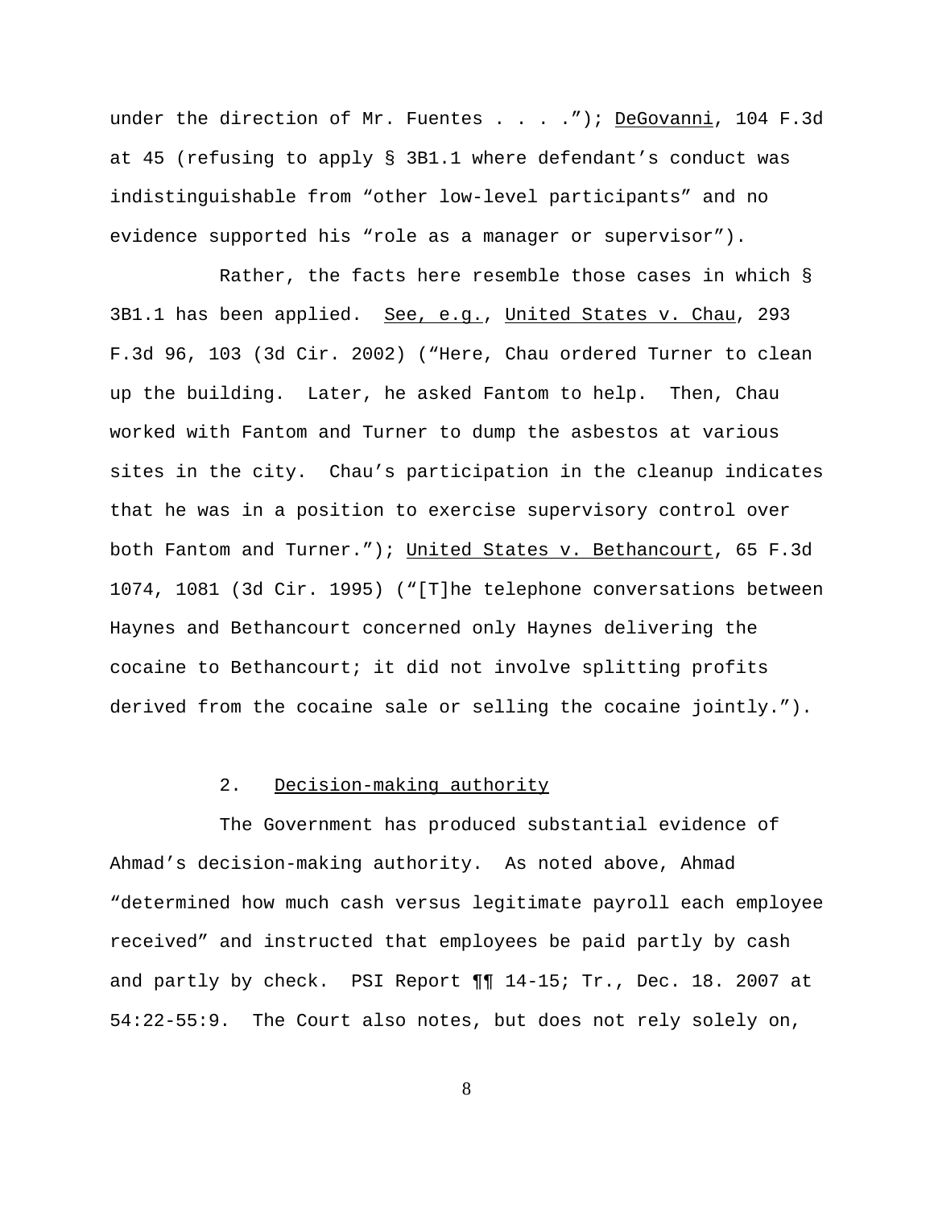under the direction of Mr. Fuentes . . . ."); DeGovanni, 104 F.3d at 45 (refusing to apply § 3B1.1 where defendant's conduct was indistinguishable from "other low-level participants" and no evidence supported his "role as a manager or supervisor").

Rather, the facts here resemble those cases in which § 3B1.1 has been applied. See, e.g., United States v. Chau, 293 F.3d 96, 103 (3d Cir. 2002) ("Here, Chau ordered Turner to clean up the building. Later, he asked Fantom to help. Then, Chau worked with Fantom and Turner to dump the asbestos at various sites in the city. Chau's participation in the cleanup indicates that he was in a position to exercise supervisory control over both Fantom and Turner."); United States v. Bethancourt, 65 F.3d 1074, 1081 (3d Cir. 1995) ("[T]he telephone conversations between Haynes and Bethancourt concerned only Haynes delivering the cocaine to Bethancourt; it did not involve splitting profits derived from the cocaine sale or selling the cocaine jointly.").

2. Decision-making authority

The Government has produced substantial evidence of Ahmad's decision-making authority. As noted above, Ahmad "determined how much cash versus legitimate payroll each employee received" and instructed that employees be paid partly by cash and partly by check. PSI Report ¶¶ 14-15; Tr., Dec. 18. 2007 at 54:22-55:9. The Court also notes, but does not rely solely on,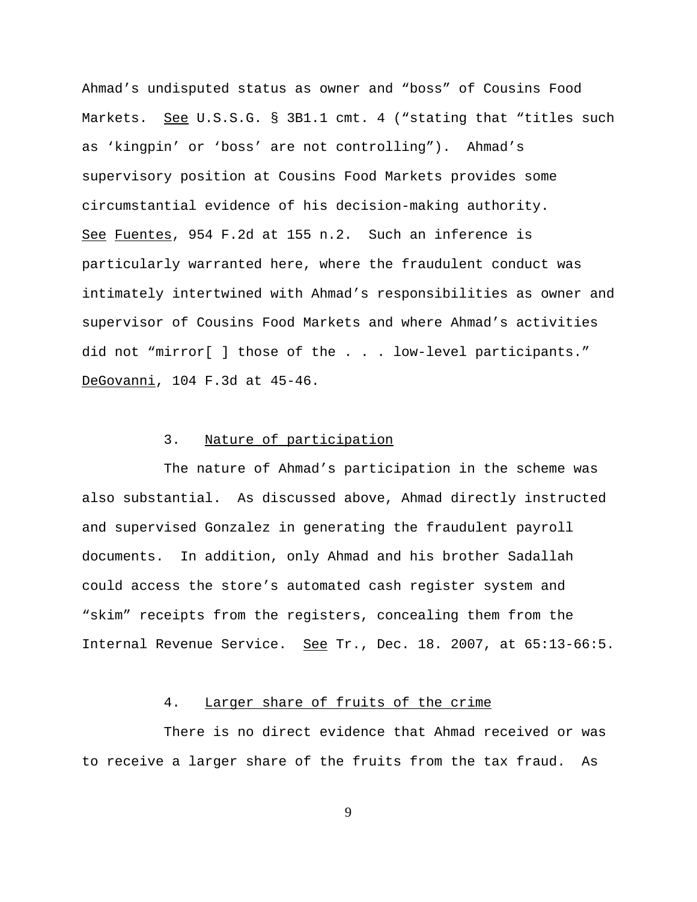Ahmad's undisputed status as owner and "boss" of Cousins Food Markets. See U.S.S.G. § 3B1.1 cmt. 4 ("stating that "titles such as 'kingpin' or 'boss' are not controlling"). Ahmad's supervisory position at Cousins Food Markets provides some circumstantial evidence of his decision-making authority. See Fuentes, 954 F.2d at 155 n.2. Such an inference is particularly warranted here, where the fraudulent conduct was intimately intertwined with Ahmad's responsibilities as owner and supervisor of Cousins Food Markets and where Ahmad's activities did not "mirror[ ] those of the . . . low-level participants." DeGovanni, 104 F.3d at 45-46.

3. Nature of participation

The nature of Ahmad's participation in the scheme was also substantial. As discussed above, Ahmad directly instructed and supervised Gonzalez in generating the fraudulent payroll documents. In addition, only Ahmad and his brother Sadallah could access the store's automated cash register system and "skim" receipts from the registers, concealing them from the Internal Revenue Service. See Tr., Dec. 18. 2007, at 65:13-66:5.

4. Larger share of fruits of the crime

There is no direct evidence that Ahmad received or was to receive a larger share of the fruits from the tax fraud. As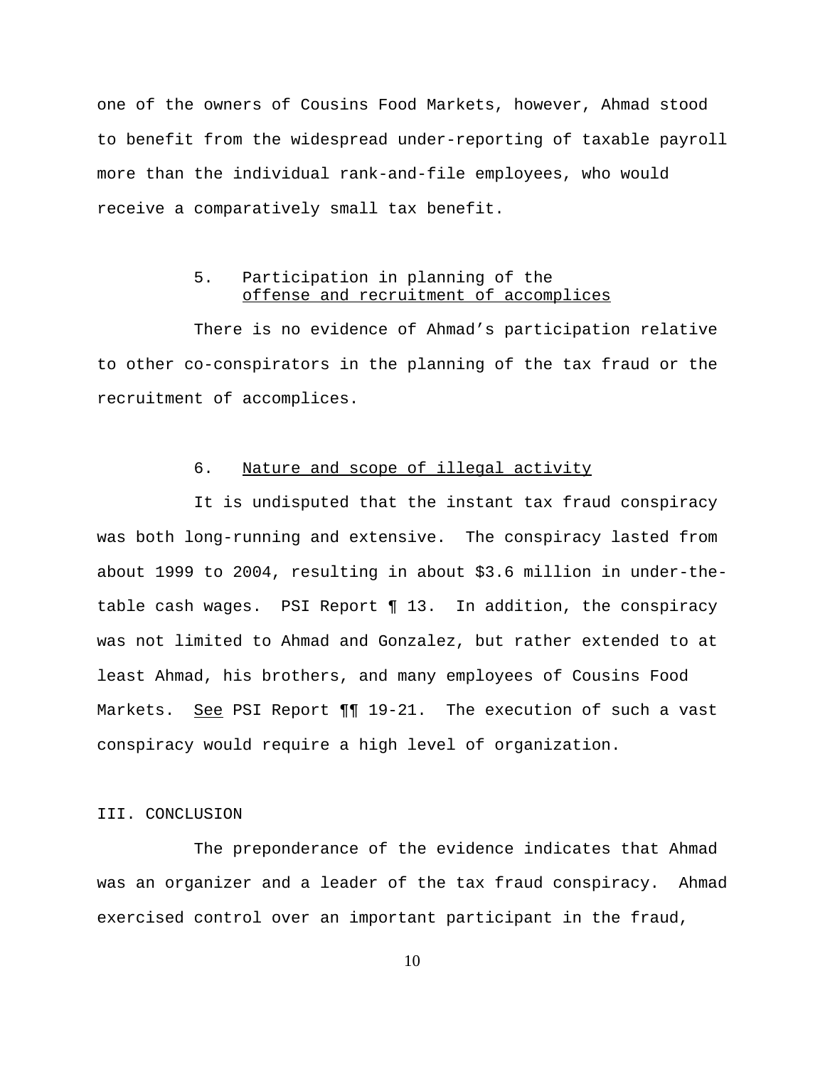one of the owners of Cousins Food Markets, however, Ahmad stood to benefit from the widespread under-reporting of taxable payroll more than the individual rank-and-file employees, who would receive a comparatively small tax benefit.

5. Participation in planning of the offense and recruitment of accomplices

There is no evidence of Ahmad's participation relative to other co-conspirators in the planning of the tax fraud or the recruitment of accomplices.

6. Nature and scope of illegal activity

It is undisputed that the instant tax fraud conspiracy was both long-running and extensive. The conspiracy lasted from about 1999 to 2004, resulting in about $3.6 million in under-the-table cash wages. PSI Report ¶ 13. In addition, the conspiracy was not limited to Ahmad and Gonzalez, but rather extended to at least Ahmad, his brothers, and many employees of Cousins Food Markets. See PSI Report ¶¶ 19-21. The execution of such a vast conspiracy would require a high level of organization.

## III. CONCLUSION

The preponderance of the evidence indicates that Ahmad was an organizer and a leader of the tax fraud conspiracy. Ahmad exercised control over an important participant in the fraud,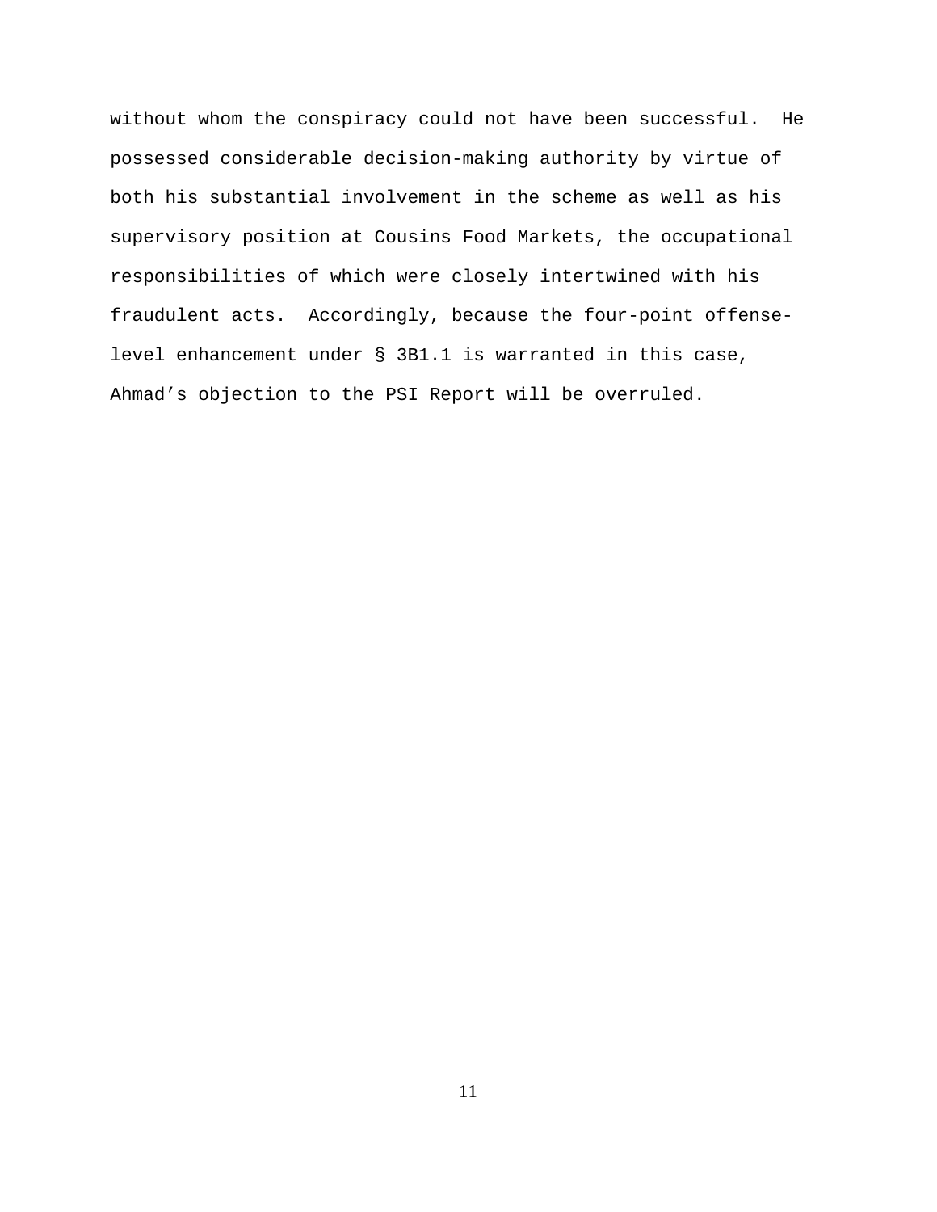without whom the conspiracy could not have been successful. He possessed considerable decision-making authority by virtue of both his substantial involvement in the scheme as well as his supervisory position at Cousins Food Markets, the occupational responsibilities of which were closely intertwined with his fraudulent acts. Accordingly, because the four-point offense-level enhancement under § 3B1.1 is warranted in this case, Ahmad's objection to the PSI Report will be overruled.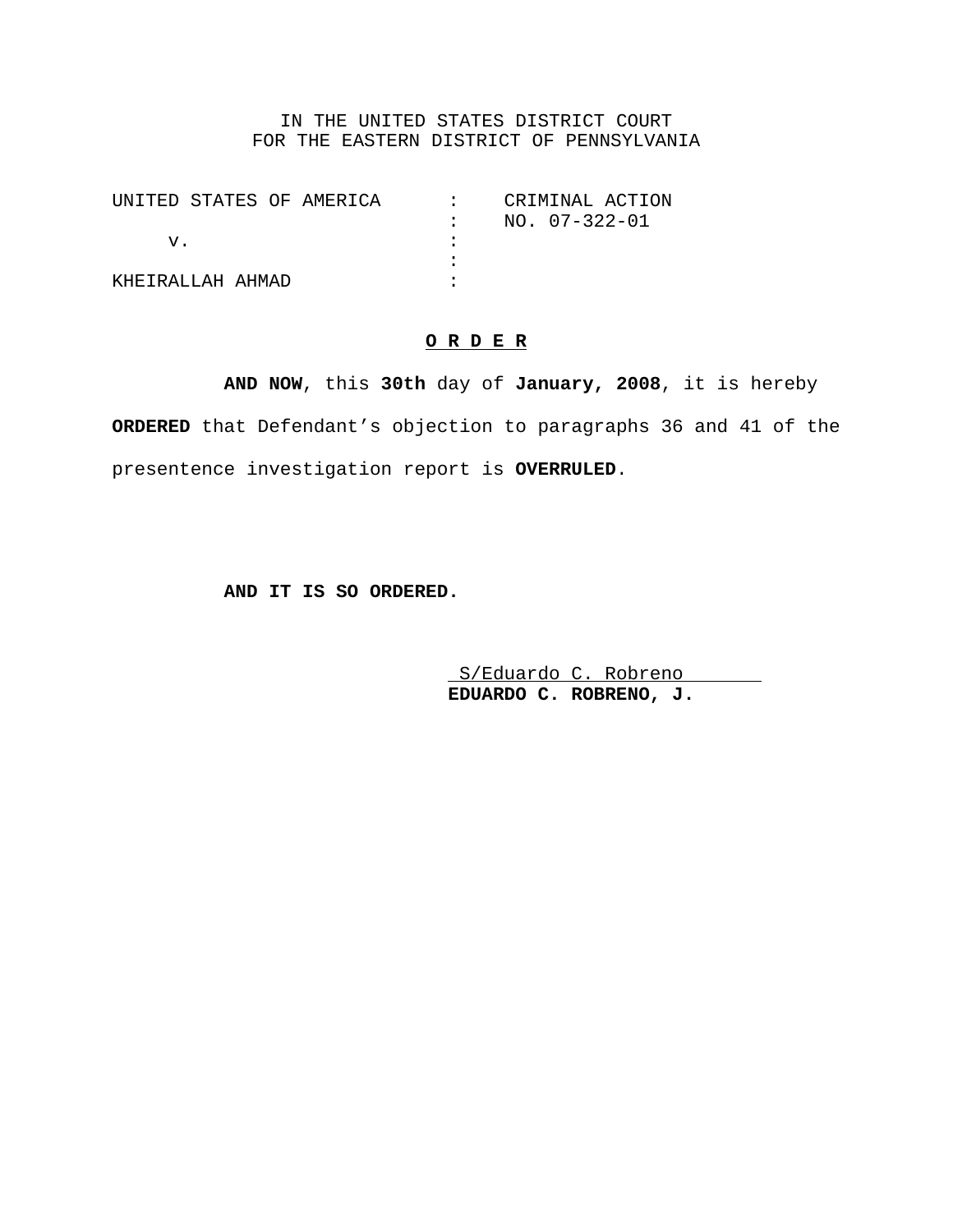IN THE UNITED STATES DISTRICT COURT
FOR THE EASTERN DISTRICT OF PENNSYLVANIA

| | | |
|---|---|---|
| UNITED STATES OF AMERICA | : | CRIMINAL ACTION |
| | : | NO. 07-322-01 |
| v. | : | |
| | : | |
| KHEIRALLAH AHMAD | : | |

**O R D E R**

**AND NOW**, this **30th** day of **January, 2008**, it is hereby **ORDERED** that Defendant's objection to paragraphs 36 and 41 of the presentence investigation report is **OVERRULED**.

**AND IT IS SO ORDERED.**

S/Eduardo C. Robreno
**EDUARDO C. ROBRENO, J.**